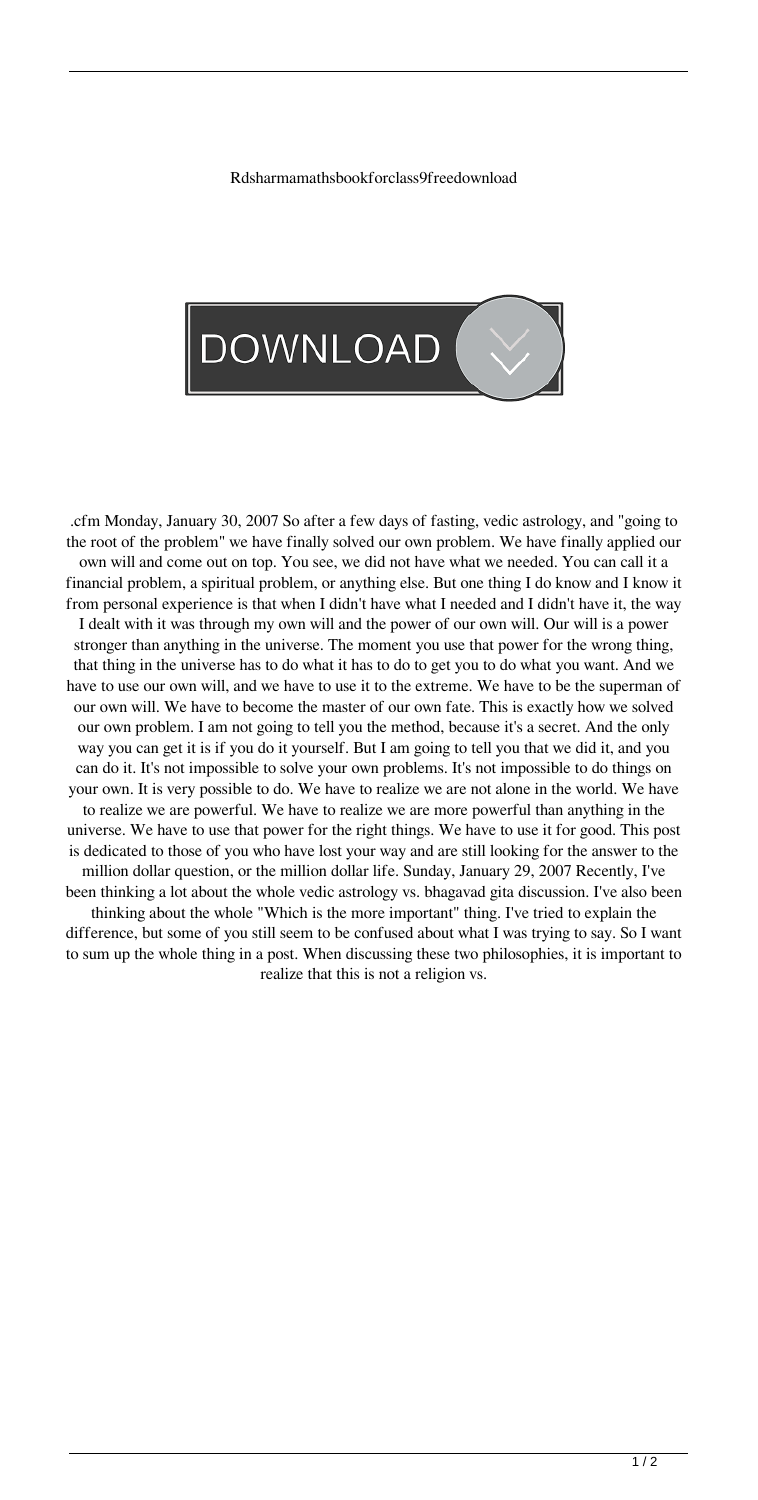Rdsharmamathsbookforclass9freedownload

DOWNLOAD

.cfm Monday, January 30, 2007 So after a few days of fasting, vedic astrology, and "going to the root of the problem" we have finally solved our own problem. We have finally applied our own will and come out on top. You see, we did not have what we needed. You can call it a financial problem, a spiritual problem, or anything else. But one thing I do know and I know it from personal experience is that when I didn't have what I needed and I didn't have it, the way I dealt with it was through my own will and the power of our own will. Our will is a power stronger than anything in the universe. The moment you use that power for the wrong thing, that thing in the universe has to do what it has to do to get you to do what you want. And we have to use our own will, and we have to use it to the extreme. We have to be the superman of our own will. We have to become the master of our own fate. This is exactly how we solved our own problem. I am not going to tell you the method, because it's a secret. And the only way you can get it is if you do it yourself. But I am going to tell you that we did it, and you can do it. It's not impossible to solve your own problems. It's not impossible to do things on your own. It is very possible to do. We have to realize we are not alone in the world. We have to realize we are powerful. We have to realize we are more powerful than anything in the universe. We have to use that power for the right things. We have to use it for good. This post is dedicated to those of you who have lost your way and are still looking for the answer to the million dollar question, or the million dollar life. Sunday, January 29, 2007 Recently, I've been thinking a lot about the whole vedic astrology vs. bhagavad gita discussion. I've also been thinking about the whole "Which is the more important" thing. I've tried to explain the difference, but some of you still seem to be confused about what I was trying to say. So I want to sum up the whole thing in a post. When discussing these two philosophies, it is important to realize that this is not a religion vs.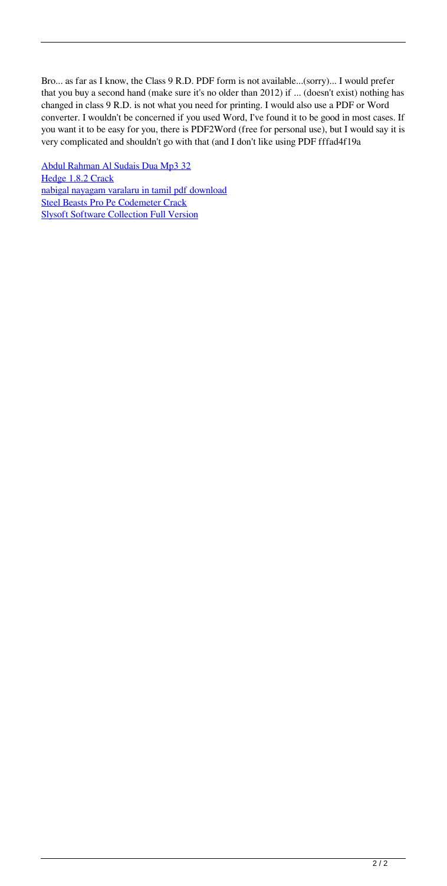Bro... as far as I know, the Class 9 R.D. PDF form is not available...(sorry)... I would prefer that you buy a second hand (make sure it's no older than 2012) if ... (doesn't exist) nothing has changed in class 9 R.D. is not what you need for printing. I would also use a PDF or Word converter. I wouldn't be concerned if you used Word, I've found it to be good in most cases. If you want it to be easy for you, there is PDF2Word (free for personal use), but I would say it is very complicated and shouldn't go with that (and I don't like using PDF fffad4f19a

Abdul Rahman Al Sudais Dua Mp3 32
Hedge 1.8.2 Crack
nabigal nayagam varalaru in tamil pdf download
Steel Beasts Pro Pe Codemeter Crack
Slysoft Software Collection Full Version